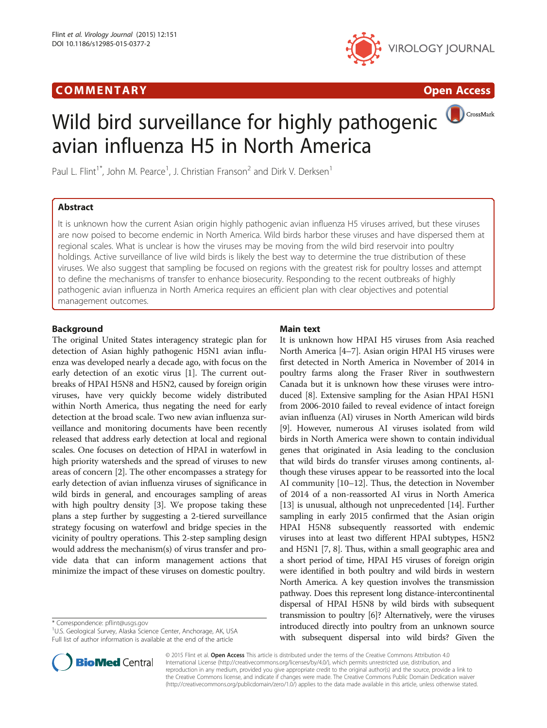COMMENTARY

Open Access

# Wild bird surveillance for highly pathogenic avian influenza H5 in North America

Paul L. Flint[1*], John M. Pearce[1], J. Christian Franson[2] and Dirk V. Derksen[1]

## Abstract

It is unknown how the current Asian origin highly pathogenic avian influenza H5 viruses arrived, but these viruses are now poised to become endemic in North America. Wild birds harbor these viruses and have dispersed them at regional scales. What is unclear is how the viruses may be moving from the wild bird reservoir into poultry holdings. Active surveillance of live wild birds is likely the best way to determine the true distribution of these viruses. We also suggest that sampling be focused on regions with the greatest risk for poultry losses and attempt to define the mechanisms of transfer to enhance biosecurity. Responding to the recent outbreaks of highly pathogenic avian influenza in North America requires an efficient plan with clear objectives and potential management outcomes.

## Background

The original United States interagency strategic plan for detection of Asian highly pathogenic H5N1 avian influenza was developed nearly a decade ago, with focus on the early detection of an exotic virus [1]. The current outbreaks of HPAI H5N8 and H5N2, caused by foreign origin viruses, have very quickly become widely distributed within North America, thus negating the need for early detection at the broad scale. Two new avian influenza surveillance and monitoring documents have been recently released that address early detection at local and regional scales. One focuses on detection of HPAI in waterfowl in high priority watersheds and the spread of viruses to new areas of concern [2]. The other encompasses a strategy for early detection of avian influenza viruses of significance in wild birds in general, and encourages sampling of areas with high poultry density [3]. We propose taking these plans a step further by suggesting a 2-tiered surveillance strategy focusing on waterfowl and bridge species in the vicinity of poultry operations. This 2-step sampling design would address the mechanism(s) of virus transfer and provide data that can inform management actions that minimize the impact of these viruses on domestic poultry.

## Main text

It is unknown how HPAI H5 viruses from Asia reached North America [4–7]. Asian origin HPAI H5 viruses were first detected in North America in November of 2014 in poultry farms along the Fraser River in southwestern Canada but it is unknown how these viruses were introduced [8]. Extensive sampling for the Asian HPAI H5N1 from 2006-2010 failed to reveal evidence of intact foreign avian influenza (AI) viruses in North American wild birds [9]. However, numerous AI viruses isolated from wild birds in North America were shown to contain individual genes that originated in Asia leading to the conclusion that wild birds do transfer viruses among continents, although these viruses appear to be reassorted into the local AI community [10–12]. Thus, the detection in November of 2014 of a non-reassorted AI virus in North America [13] is unusual, although not unprecedented [14]. Further sampling in early 2015 confirmed that the Asian origin HPAI H5N8 subsequently reassorted with endemic viruses into at least two different HPAI subtypes, H5N2 and H5N1 [7, 8]. Thus, within a small geographic area and a short period of time, HPAI H5 viruses of foreign origin were identified in both poultry and wild birds in western North America. A key question involves the transmission pathway. Does this represent long distance-intercontinental dispersal of HPAI H5N8 by wild birds with subsequent transmission to poultry [6]? Alternatively, were the viruses introduced directly into poultry from an unknown source with subsequent dispersal into wild birds? Given the

\* Correspondence: pflint@usgs.gov
[1]U.S. Geological Survey, Alaska Science Center, Anchorage, AK, USA
Full list of author information is available at the end of the article

© 2015 Flint et al. **Open Access** This article is distributed under the terms of the Creative Commons Attribution 4.0 International License (http://creativecommons.org/licenses/by/4.0/), which permits unrestricted use, distribution, and reproduction in any medium, provided you give appropriate credit to the original author(s) and the source, provide a link to the Creative Commons license, and indicate if changes were made. The Creative Commons Public Domain Dedication waiver (http://creativecommons.org/publicdomain/zero/1.0/) applies to the data made available in this article, unless otherwise stated.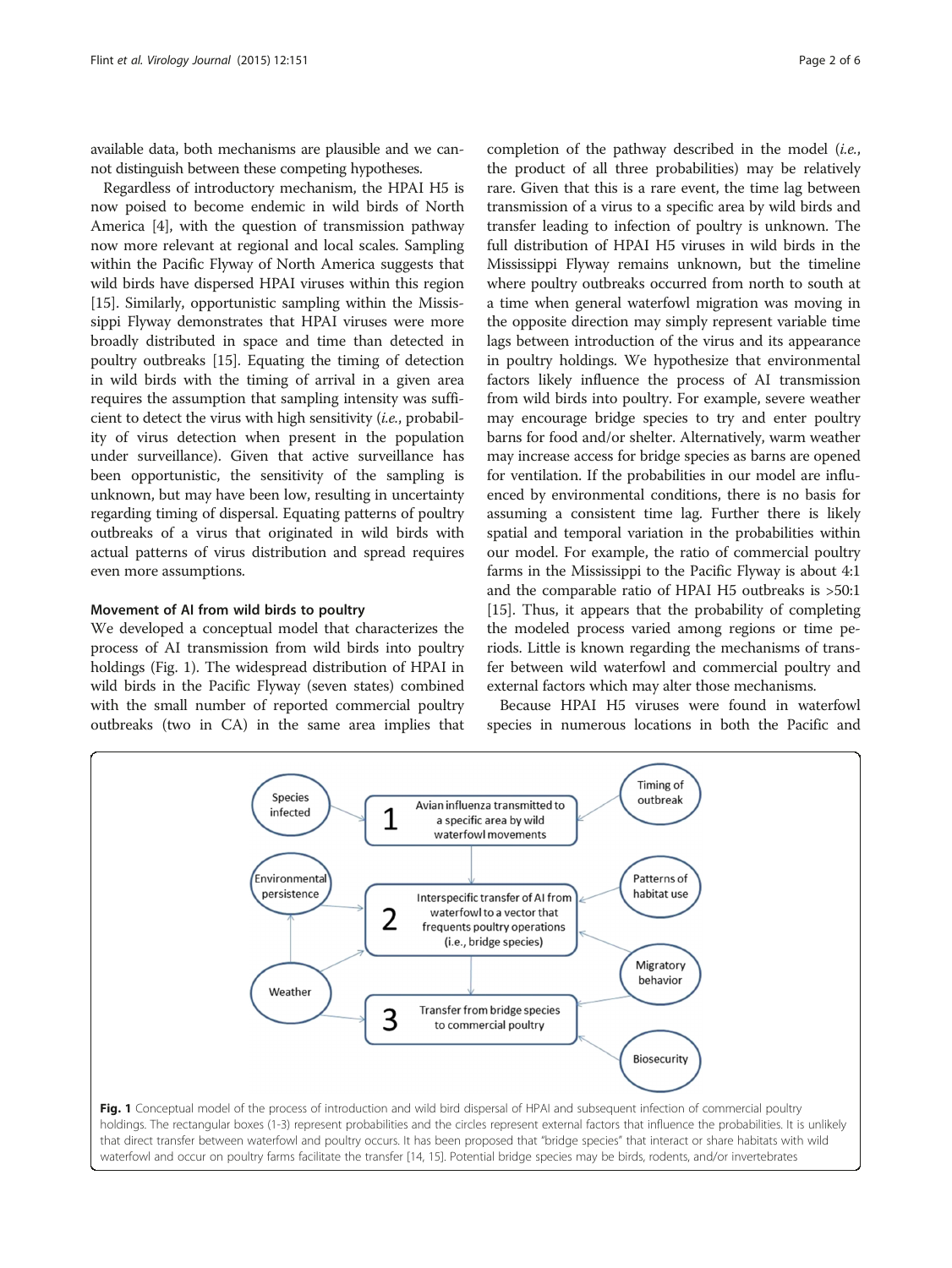available data, both mechanisms are plausible and we cannot distinguish between these competing hypotheses.

Regardless of introductory mechanism, the HPAI H5 is now poised to become endemic in wild birds of North America [4], with the question of transmission pathway now more relevant at regional and local scales. Sampling within the Pacific Flyway of North America suggests that wild birds have dispersed HPAI viruses within this region [15]. Similarly, opportunistic sampling within the Mississippi Flyway demonstrates that HPAI viruses were more broadly distributed in space and time than detected in poultry outbreaks [15]. Equating the timing of detection in wild birds with the timing of arrival in a given area requires the assumption that sampling intensity was sufficient to detect the virus with high sensitivity (*i.e.*, probability of virus detection when present in the population under surveillance). Given that active surveillance has been opportunistic, the sensitivity of the sampling is unknown, but may have been low, resulting in uncertainty regarding timing of dispersal. Equating patterns of poultry outbreaks of a virus that originated in wild birds with actual patterns of virus distribution and spread requires even more assumptions.

#### Movement of AI from wild birds to poultry

We developed a conceptual model that characterizes the process of AI transmission from wild birds into poultry holdings (Fig. 1). The widespread distribution of HPAI in wild birds in the Pacific Flyway (seven states) combined with the small number of reported commercial poultry outbreaks (two in CA) in the same area implies that completion of the pathway described in the model (*i.e.*, the product of all three probabilities) may be relatively rare. Given that this is a rare event, the time lag between transmission of a virus to a specific area by wild birds and transfer leading to infection of poultry is unknown. The full distribution of HPAI H5 viruses in wild birds in the Mississippi Flyway remains unknown, but the timeline where poultry outbreaks occurred from north to south at a time when general waterfowl migration was moving in the opposite direction may simply represent variable time lags between introduction of the virus and its appearance in poultry holdings. We hypothesize that environmental factors likely influence the process of AI transmission from wild birds into poultry. For example, severe weather may encourage bridge species to try and enter poultry barns for food and/or shelter. Alternatively, warm weather may increase access for bridge species as barns are opened for ventilation. If the probabilities in our model are influenced by environmental conditions, there is no basis for assuming a consistent time lag. Further there is likely spatial and temporal variation in the probabilities within our model. For example, the ratio of commercial poultry farms in the Mississippi to the Pacific Flyway is about 4:1 and the comparable ratio of HPAI H5 outbreaks is >50:1 [15]. Thus, it appears that the probability of completing the modeled process varied among regions or time periods. Little is known regarding the mechanisms of transfer between wild waterfowl and commercial poultry and external factors which may alter those mechanisms.

Because HPAI H5 viruses were found in waterfowl species in numerous locations in both the Pacific and

**Fig. 1** Conceptual model of the process of introduction and wild bird dispersal of HPAI and subsequent infection of commercial poultry holdings. The rectangular boxes (1-3) represent probabilities and the circles represent external factors that influence the probabilities. It is unlikely that direct transfer between waterfowl and poultry occurs. It has been proposed that "bridge species" that interact or share habitats with wild waterfowl and occur on poultry farms facilitate the transfer [14, 15]. Potential bridge species may be birds, rodents, and/or invertebrates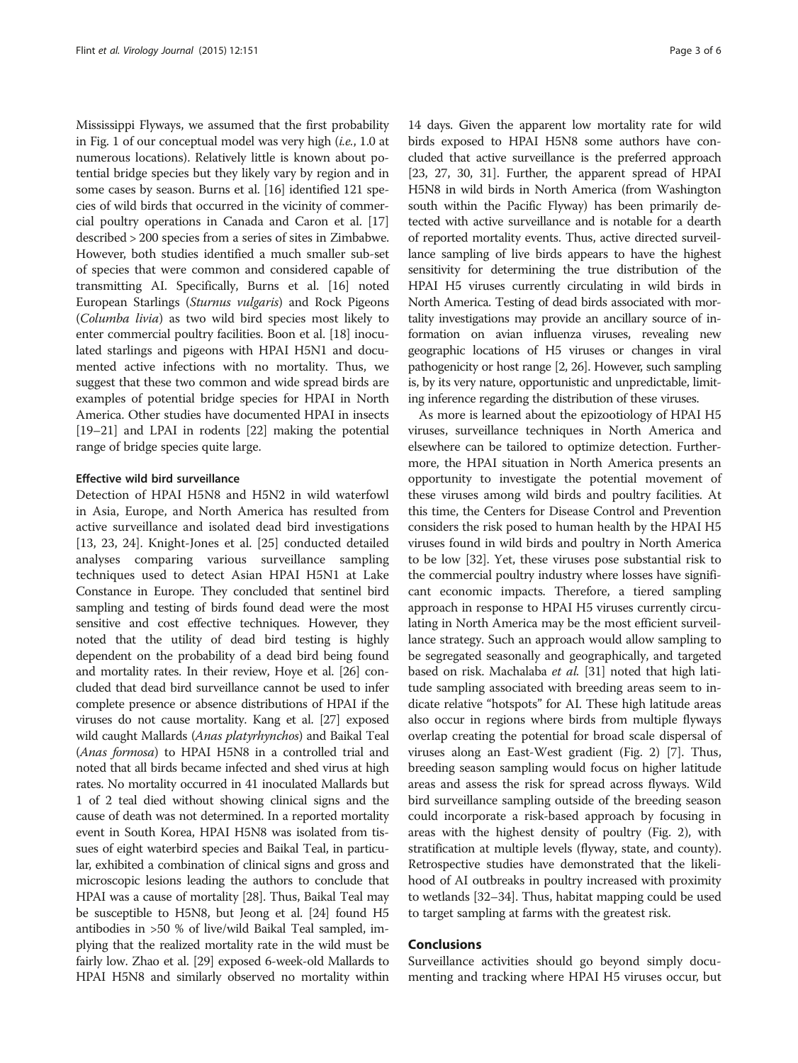Mississippi Flyways, we assumed that the first probability in Fig. 1 of our conceptual model was very high (*i.e.*, 1.0 at numerous locations). Relatively little is known about potential bridge species but they likely vary by region and in some cases by season. Burns et al. [16] identified 121 species of wild birds that occurred in the vicinity of commercial poultry operations in Canada and Caron et al. [17] described > 200 species from a series of sites in Zimbabwe. However, both studies identified a much smaller sub-set of species that were common and considered capable of transmitting AI. Specifically, Burns et al. [16] noted European Starlings (*Sturnus vulgaris*) and Rock Pigeons (*Columba livia*) as two wild bird species most likely to enter commercial poultry facilities. Boon et al. [18] inoculated starlings and pigeons with HPAI H5N1 and documented active infections with no mortality. Thus, we suggest that these two common and wide spread birds are examples of potential bridge species for HPAI in North America. Other studies have documented HPAI in insects [19–21] and LPAI in rodents [22] making the potential range of bridge species quite large.

### Effective wild bird surveillance

Detection of HPAI H5N8 and H5N2 in wild waterfowl in Asia, Europe, and North America has resulted from active surveillance and isolated dead bird investigations [13, 23, 24]. Knight-Jones et al. [25] conducted detailed analyses comparing various surveillance sampling techniques used to detect Asian HPAI H5N1 at Lake Constance in Europe. They concluded that sentinel bird sampling and testing of birds found dead were the most sensitive and cost effective techniques. However, they noted that the utility of dead bird testing is highly dependent on the probability of a dead bird being found and mortality rates. In their review, Hoye et al. [26] concluded that dead bird surveillance cannot be used to infer complete presence or absence distributions of HPAI if the viruses do not cause mortality. Kang et al. [27] exposed wild caught Mallards (*Anas platyrhynchos*) and Baikal Teal (*Anas formosa*) to HPAI H5N8 in a controlled trial and noted that all birds became infected and shed virus at high rates. No mortality occurred in 41 inoculated Mallards but 1 of 2 teal died without showing clinical signs and the cause of death was not determined. In a reported mortality event in South Korea, HPAI H5N8 was isolated from tissues of eight waterbird species and Baikal Teal, in particular, exhibited a combination of clinical signs and gross and microscopic lesions leading the authors to conclude that HPAI was a cause of mortality [28]. Thus, Baikal Teal may be susceptible to H5N8, but Jeong et al. [24] found H5 antibodies in >50 % of live/wild Baikal Teal sampled, implying that the realized mortality rate in the wild must be fairly low. Zhao et al. [29] exposed 6-week-old Mallards to HPAI H5N8 and similarly observed no mortality within 14 days. Given the apparent low mortality rate for wild birds exposed to HPAI H5N8 some authors have concluded that active surveillance is the preferred approach [23, 27, 30, 31]. Further, the apparent spread of HPAI H5N8 in wild birds in North America (from Washington south within the Pacific Flyway) has been primarily detected with active surveillance and is notable for a dearth of reported mortality events. Thus, active directed surveillance sampling of live birds appears to have the highest sensitivity for determining the true distribution of the HPAI H5 viruses currently circulating in wild birds in North America. Testing of dead birds associated with mortality investigations may provide an ancillary source of information on avian influenza viruses, revealing new geographic locations of H5 viruses or changes in viral pathogenicity or host range [2, 26]. However, such sampling is, by its very nature, opportunistic and unpredictable, limiting inference regarding the distribution of these viruses.

As more is learned about the epizootiology of HPAI H5 viruses, surveillance techniques in North America and elsewhere can be tailored to optimize detection. Furthermore, the HPAI situation in North America presents an opportunity to investigate the potential movement of these viruses among wild birds and poultry facilities. At this time, the Centers for Disease Control and Prevention considers the risk posed to human health by the HPAI H5 viruses found in wild birds and poultry in North America to be low [32]. Yet, these viruses pose substantial risk to the commercial poultry industry where losses have significant economic impacts. Therefore, a tiered sampling approach in response to HPAI H5 viruses currently circulating in North America may be the most efficient surveillance strategy. Such an approach would allow sampling to be segregated seasonally and geographically, and targeted based on risk. Machalaba *et al.* [31] noted that high latitude sampling associated with breeding areas seem to indicate relative "hotspots" for AI. These high latitude areas also occur in regions where birds from multiple flyways overlap creating the potential for broad scale dispersal of viruses along an East-West gradient (Fig. 2) [7]. Thus, breeding season sampling would focus on higher latitude areas and assess the risk for spread across flyways. Wild bird surveillance sampling outside of the breeding season could incorporate a risk-based approach by focusing in areas with the highest density of poultry (Fig. 2), with stratification at multiple levels (flyway, state, and county). Retrospective studies have demonstrated that the likelihood of AI outbreaks in poultry increased with proximity to wetlands [32–34]. Thus, habitat mapping could be used to target sampling at farms with the greatest risk.

## Conclusions

Surveillance activities should go beyond simply documenting and tracking where HPAI H5 viruses occur, but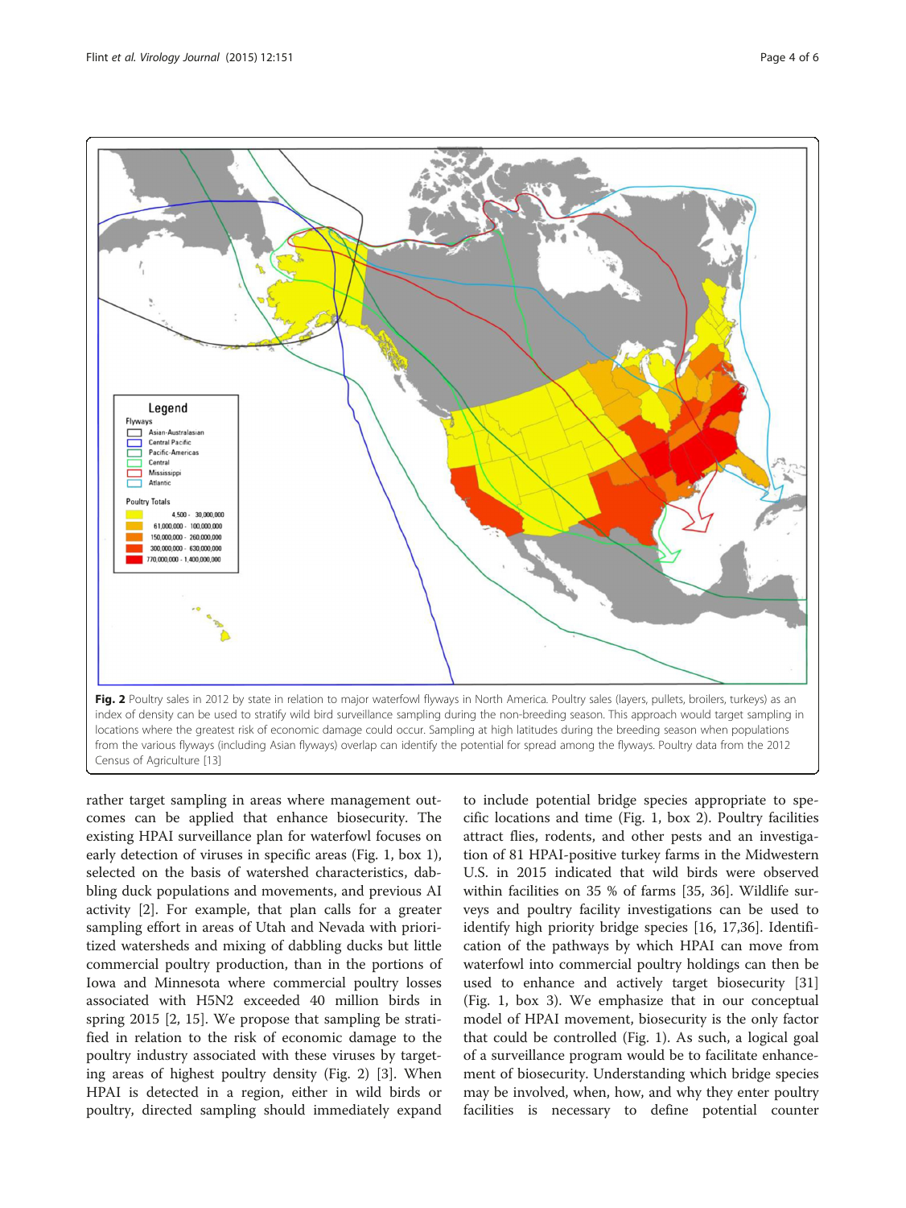**Fig. 2** Poultry sales in 2012 by state in relation to major waterfowl flyways in North America. Poultry sales (layers, pullets, broilers, turkeys) as an index of density can be used to stratify wild bird surveillance sampling during the non-breeding season. This approach would target sampling in locations where the greatest risk of economic damage could occur. Sampling at high latitudes during the breeding season when populations from the various flyways (including Asian flyways) overlap can identify the potential for spread among the flyways. Poultry data from the 2012 Census of Agriculture [13]

rather target sampling in areas where management outcomes can be applied that enhance biosecurity. The existing HPAI surveillance plan for waterfowl focuses on early detection of viruses in specific areas (Fig. 1, box 1), selected on the basis of watershed characteristics, dabbling duck populations and movements, and previous AI activity [2]. For example, that plan calls for a greater sampling effort in areas of Utah and Nevada with prioritized watersheds and mixing of dabbling ducks but little commercial poultry production, than in the portions of Iowa and Minnesota where commercial poultry losses associated with H5N2 exceeded 40 million birds in spring 2015 [2, 15]. We propose that sampling be stratified in relation to the risk of economic damage to the poultry industry associated with these viruses by targeting areas of highest poultry density (Fig. 2) [3]. When HPAI is detected in a region, either in wild birds or poultry, directed sampling should immediately expand to include potential bridge species appropriate to specific locations and time (Fig. 1, box 2). Poultry facilities attract flies, rodents, and other pests and an investigation of 81 HPAI-positive turkey farms in the Midwestern U.S. in 2015 indicated that wild birds were observed within facilities on 35 % of farms [35, 36]. Wildlife surveys and poultry facility investigations can be used to identify high priority bridge species [16, 17,36]. Identification of the pathways by which HPAI can move from waterfowl into commercial poultry holdings can then be used to enhance and actively target biosecurity [31] (Fig. 1, box 3). We emphasize that in our conceptual model of HPAI movement, biosecurity is the only factor that could be controlled (Fig. 1). As such, a logical goal of a surveillance program would be to facilitate enhancement of biosecurity. Understanding which bridge species may be involved, when, how, and why they enter poultry facilities is necessary to define potential counter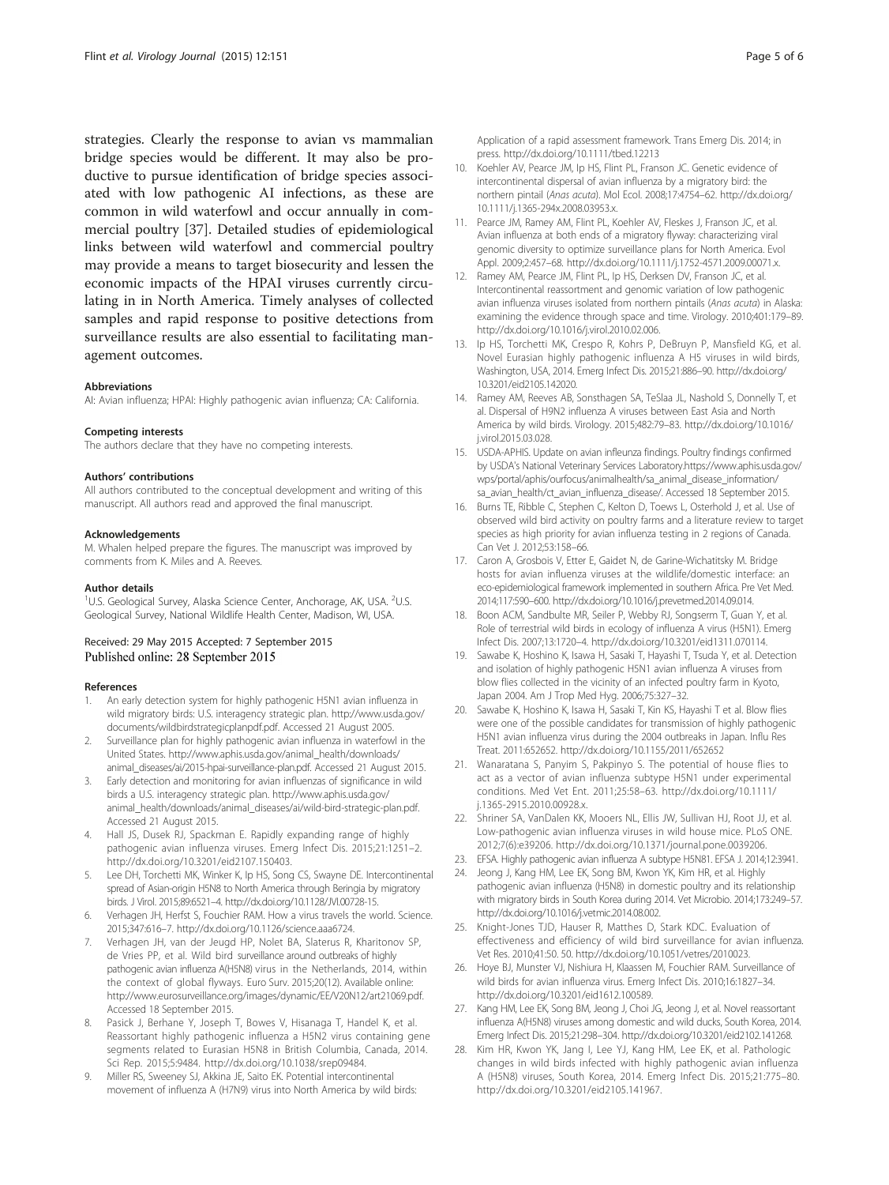strategies. Clearly the response to avian vs mammalian bridge species would be different. It may also be productive to pursue identification of bridge species associated with low pathogenic AI infections, as these are common in wild waterfowl and occur annually in commercial poultry [37]. Detailed studies of epidemiological links between wild waterfowl and commercial poultry may provide a means to target biosecurity and lessen the economic impacts of the HPAI viruses currently circulating in in North America. Timely analyses of collected samples and rapid response to positive detections from surveillance results are also essential to facilitating management outcomes.

#### Abbreviations

AI: Avian influenza; HPAI: Highly pathogenic avian influenza; CA: California.

#### Competing interests

The authors declare that they have no competing interests.

#### Authors' contributions

All authors contributed to the conceptual development and writing of this manuscript. All authors read and approved the final manuscript.

#### Acknowledgements

M. Whalen helped prepare the figures. The manuscript was improved by comments from K. Miles and A. Reeves.

#### Author details

[1]U.S. Geological Survey, Alaska Science Center, Anchorage, AK, USA. [2]U.S. Geological Survey, National Wildlife Health Center, Madison, WI, USA.

Received: 29 May 2015 Accepted: 7 September 2015
Published online: 28 September 2015

#### References

1. An early detection system for highly pathogenic H5N1 avian influenza in wild migratory birds: U.S. interagency strategic plan. http://www.usda.gov/documents/wildbirdstrategicplanpdf.pdf. Accessed 21 August 2005.
2. Surveillance plan for highly pathogenic avian influenza in waterfowl in the United States. http://www.aphis.usda.gov/animal_health/downloads/animal_diseases/ai/2015-hpai-surveillance-plan.pdf. Accessed 21 August 2015.
3. Early detection and monitoring for avian influenzas of significance in wild birds a U.S. interagency strategic plan. http://www.aphis.usda.gov/animal_health/downloads/animal_diseases/ai/wild-bird-strategic-plan.pdf. Accessed 21 August 2015.
4. Hall JS, Dusek RJ, Spackman E. Rapidly expanding range of highly pathogenic avian influenza viruses. Emerg Infect Dis. 2015;21:1251–2. http://dx.doi.org/10.3201/eid2107.150403.
5. Lee DH, Torchetti MK, Winker K, Ip HS, Song CS, Swayne DE. Intercontinental spread of Asian-origin H5N8 to North America through Beringia by migratory birds. J Virol. 2015;89:6521–4. http://dx.doi.org/10.1128/JVI.00728-15.
6. Verhagen JH, Herfst S, Fouchier RAM. How a virus travels the world. Science. 2015;347:616–7. http://dx.doi.org/10.1126/science.aaa6724.
7. Verhagen JH, van der Jeugd HP, Nolet BA, Slaterus R, Kharitonov SP, de Vries PP, et al. Wild bird surveillance around outbreaks of highly pathogenic avian influenza A(H5N8) virus in the Netherlands, 2014, within the context of global flyways. Euro Surv. 2015;20(12). Available online: http://www.eurosurveillance.org/images/dynamic/EE/V20N12/art21069.pdf. Accessed 18 September 2015.
8. Pasick J, Berhane Y, Joseph T, Bowes V, Hisanaga T, Handel K, et al. Reassortant highly pathogenic influenza a H5N2 virus containing gene segments related to Eurasian H5N8 in British Columbia, Canada, 2014. Sci Rep. 2015;5:9484. http://dx.doi.org/10.1038/srep09484.
9. Miller RS, Sweeney SJ, Akkina JE, Saito EK. Potential intercontinental movement of influenza A (H7N9) virus into North America by wild birds: Application of a rapid assessment framework. Trans Emerg Dis. 2014; in press. http://dx.doi.org/10.1111/tbed.12213
10. Koehler AV, Pearce JM, Ip HS, Flint PL, Franson JC. Genetic evidence of intercontinental dispersal of avian influenza by a migratory bird: the northern pintail (*Anas acuta*). Mol Ecol. 2008;17:4754–62. http://dx.doi.org/10.1111/j.1365-294x.2008.03953.x.
11. Pearce JM, Ramey AM, Flint PL, Koehler AV, Fleskes J, Franson JC, et al. Avian influenza at both ends of a migratory flyway: characterizing viral genomic diversity to optimize surveillance plans for North America. Evol Appl. 2009;2:457–68. http://dx.doi.org/10.1111/j.1752-4571.2009.00071.x.
12. Ramey AM, Pearce JM, Flint PL, Ip HS, Derksen DV, Franson JC, et al. Intercontinental reassortment and genomic variation of low pathogenic avian influenza viruses isolated from northern pintails (*Anas acuta*) in Alaska: examining the evidence through space and time. Virology. 2010;401:179–89. http://dx.doi.org/10.1016/j.virol.2010.02.006.
13. Ip HS, Torchetti MK, Crespo R, Kohrs P, DeBruyn P, Mansfield KG, et al. Novel Eurasian highly pathogenic influenza A H5 viruses in wild birds, Washington, USA, 2014. Emerg Infect Dis. 2015;21:886–90. http://dx.doi.org/10.3201/eid2105.142020.
14. Ramey AM, Reeves AB, Sonsthagen SA, TeSlaa JL, Nashold S, Donnelly T, et al. Dispersal of H9N2 influenza A viruses between East Asia and North America by wild birds. Virology. 2015;482:79–83. http://dx.doi.org/10.1016/j.virol.2015.03.028.
15. USDA-APHIS. Update on avian infleunza findings. Poultry findings confirmed by USDA's National Veterinary Services Laboratory.https://www.aphis.usda.gov/wps/portal/aphis/ourfocus/animalhealth/sa_animal_disease_information/sa_avian_health/ct_avian_influenza_disease/. Accessed 18 September 2015.
16. Burns TE, Ribble C, Stephen C, Kelton D, Toews L, Osterhold J, et al. Use of observed wild bird activity on poultry farms and a literature review to target species as high priority for avian influenza testing in 2 regions of Canada. Can Vet J. 2012;53:158–66.
17. Caron A, Grosbois V, Etter E, Gaidet N, de Garine-Wichatitsky M. Bridge hosts for avian influenza viruses at the wildlife/domestic interface: an eco-epidemiological framework implemented in southern Africa. Pre Vet Med. 2014;117:590–600. http://dx.doi.org/10.1016/j.prevetmed.2014.09.014.
18. Boon ACM, Sandbulte MR, Seiler P, Webby RJ, Songserm T, Guan Y, et al. Role of terrestrial wild birds in ecology of influenza A virus (H5N1). Emerg Infect Dis. 2007;13:1720–4. http://dx.doi.org/10.3201/eid1311.070114.
19. Sawabe K, Hoshino K, Isawa H, Sasaki T, Hayashi T, Tsuda Y, et al. Detection and isolation of highly pathogenic H5N1 avian influenza A viruses from blow flies collected in the vicinity of an infected poultry farm in Kyoto, Japan 2004. Am J Trop Med Hyg. 2006;75:327–32.
20. Sawabe K, Hoshino K, Isawa H, Sasaki T, Kin KS, Hayashi T et al. Blow flies were one of the possible candidates for transmission of highly pathogenic H5N1 avian influenza virus during the 2004 outbreaks in Japan. Influ Res Treat. 2011:652652. http://dx.doi.org/10.1155/2011/652652
21. Wanaratana S, Panyim S, Pakpinyo S. The potential of house flies to act as a vector of avian influenza subtype H5N1 under experimental conditions. Med Vet Ent. 2011;25:58–63. http://dx.doi.org/10.1111/j.1365-2915.2010.00928.x.
22. Shriner SA, VanDalen KK, Mooers NL, Ellis JW, Sullivan HJ, Root JJ, et al. Low-pathogenic avian influenza viruses in wild house mice. PLoS ONE. 2012;7(6):e39206. http://dx.doi.org/10.1371/journal.pone.0039206.
23. EFSA. Highly pathogenic avian influenza A subtype H5N81. EFSA J. 2014;12:3941.
24. Jeong J, Kang HM, Lee EK, Song BM, Kwon YK, Kim HR, et al. Highly pathogenic avian influenza (H5N8) in domestic poultry and its relationship with migratory birds in South Korea during 2014. Vet Microbio. 2014;173:249–57. http://dx.doi.org/10.1016/j.vetmic.2014.08.002.
25. Knight-Jones TJD, Hauser R, Matthes D, Stark KDC. Evaluation of effectiveness and efficiency of wild bird surveillance for avian influenza. Vet Res. 2010;41:50. 50. http://dx.doi.org/10.1051/vetres/2010023.
26. Hoye BJ, Munster VJ, Nishiura H, Klaassen M, Fouchier RAM. Surveillance of wild birds for avian influenza virus. Emerg Infect Dis. 2010;16:1827–34. http://dx.doi.org/10.3201/eid1612.100589.
27. Kang HM, Lee EK, Song BM, Jeong J, Choi JG, Jeong J, et al. Novel reassortant influenza A(H5N8) viruses among domestic and wild ducks, South Korea, 2014. Emerg Infect Dis. 2015;21:298–304. http://dx.doi.org/10.3201/eid2102.141268.
28. Kim HR, Kwon YK, Jang I, Lee YJ, Kang HM, Lee EK, et al. Pathologic changes in wild birds infected with highly pathogenic avian influenza A (H5N8) viruses, South Korea, 2014. Emerg Infect Dis. 2015;21:775–80. http://dx.doi.org/10.3201/eid2105.141967.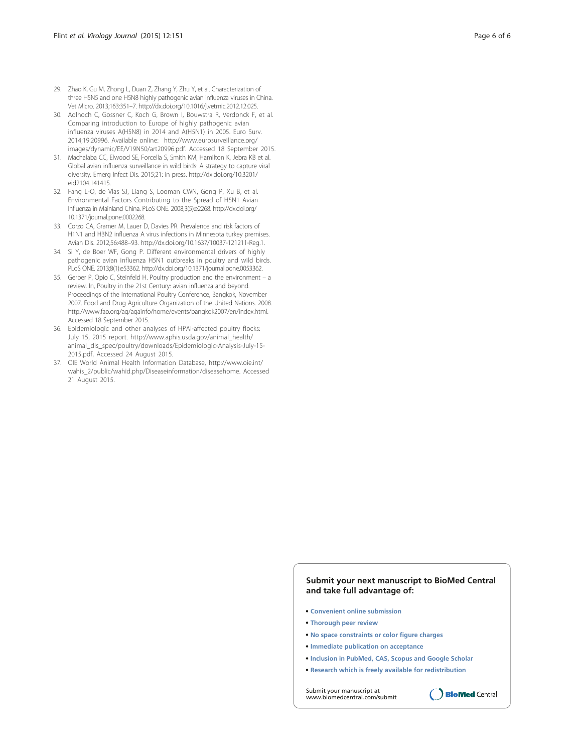29. Zhao K, Gu M, Zhong L, Duan Z, Zhang Y, Zhu Y, et al. Characterization of three H5N5 and one H5N8 highly pathogenic avian influenza viruses in China. Vet Micro. 2013;163:351–7. http://dx.doi.org/10.1016/j.vetmic.2012.12.025.
30. Adlhoch C, Gossner C, Koch G, Brown I, Bouwstra R, Verdonck F, et al. Comparing introduction to Europe of highly pathogenic avian influenza viruses A(H5N8) in 2014 and A(H5N1) in 2005. Euro Surv. 2014;19:20996. Available online: http://www.eurosurveillance.org/images/dynamic/EE/V19N50/art20996.pdf. Accessed 18 September 2015.
31. Machalaba CC, Elwood SE, Forcella S, Smith KM, Hamilton K, Jebra KB et al. Global avian influenza surveillance in wild birds: A strategy to capture viral diversity. Emerg Infect Dis. 2015;21: in press. http://dx.doi.org/10.3201/eid2104.141415.
32. Fang L-Q, de Vlas SJ, Liang S, Looman CWN, Gong P, Xu B, et al. Environmental Factors Contributing to the Spread of H5N1 Avian Influenza in Mainland China. PLoS ONE. 2008;3(5):e2268. http://dx.doi.org/10.1371/journal.pone.0002268.
33. Corzo CA, Gramer M, Lauer D, Davies PR. Prevalence and risk factors of H1N1 and H3N2 influenza A virus infections in Minnesota turkey premises. Avian Dis. 2012;56:488–93. http://dx.doi.org/10.1637/10037-121211-Reg.1.
34. Si Y, de Boer WF, Gong P. Different environmental drivers of highly pathogenic avian influenza H5N1 outbreaks in poultry and wild birds. PLoS ONE. 2013;8(1):e53362. http://dx.doi.org/10.1371/journal.pone.0053362.
35. Gerber P, Opio C, Steinfeld H. Poultry production and the environment – a review. In, Poultry in the 21st Century: avian influenza and beyond. Proceedings of the International Poultry Conference, Bangkok, November 2007. Food and Drug Agriculture Organization of the United Nations. 2008. http://www.fao.org/ag/againfo/home/events/bangkok2007/en/index.html. Accessed 18 September 2015.
36. Epidemiologic and other analyses of HPAI-affected poultry flocks: July 15, 2015 report. http://www.aphis.usda.gov/animal_health/animal_dis_spec/poultry/downloads/Epidemiologic-Analysis-July-15-2015.pdf, Accessed 24 August 2015.
37. OIE World Animal Health Information Database, http://www.oie.int/wahis_2/public/wahid.php/Diseaseinformation/diseasehome. Accessed 21 August 2015.

**Submit your next manuscript to BioMed Central and take full advantage of:**

- **Convenient online submission**
- **Thorough peer review**
- **No space constraints or color figure charges**
- **Immediate publication on acceptance**
- **Inclusion in PubMed, CAS, Scopus and Google Scholar**
- **Research which is freely available for redistribution**

Submit your manuscript at
www.biomedcentral.com/submit

BioMed Central